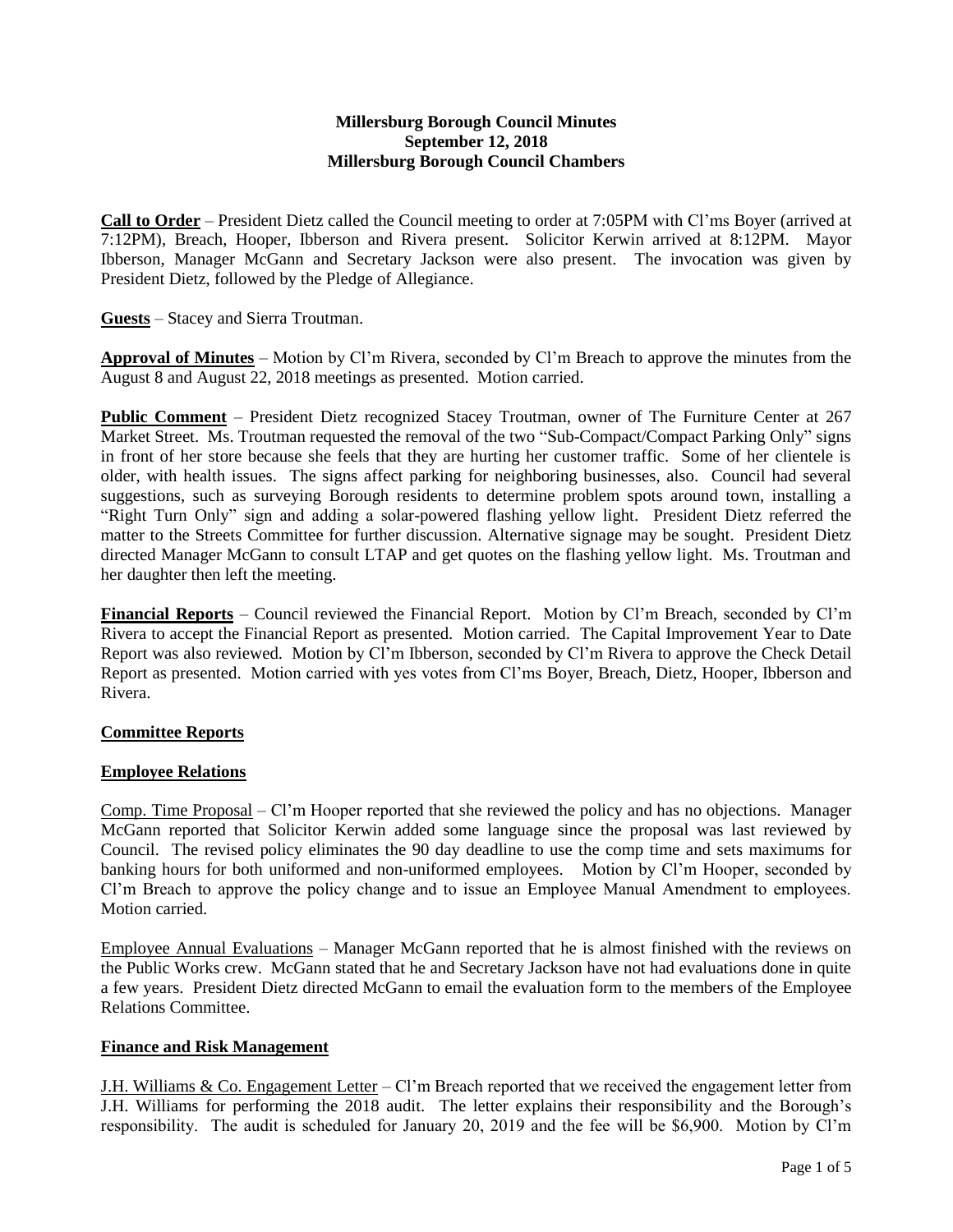**Millersburg Borough Council Minutes**
**September 12, 2018**
**Millersburg Borough Council Chambers**

**Call to Order** – President Dietz called the Council meeting to order at 7:05PM with Cl'ms Boyer (arrived at 7:12PM), Breach, Hooper, Ibberson and Rivera present. Solicitor Kerwin arrived at 8:12PM. Mayor Ibberson, Manager McGann and Secretary Jackson were also present. The invocation was given by President Dietz, followed by the Pledge of Allegiance.

**Guests** – Stacey and Sierra Troutman.

**Approval of Minutes** – Motion by Cl'm Rivera, seconded by Cl'm Breach to approve the minutes from the August 8 and August 22, 2018 meetings as presented. Motion carried.

**Public Comment** – President Dietz recognized Stacey Troutman, owner of The Furniture Center at 267 Market Street. Ms. Troutman requested the removal of the two "Sub-Compact/Compact Parking Only" signs in front of her store because she feels that they are hurting her customer traffic. Some of her clientele is older, with health issues. The signs affect parking for neighboring businesses, also. Council had several suggestions, such as surveying Borough residents to determine problem spots around town, installing a "Right Turn Only" sign and adding a solar-powered flashing yellow light. President Dietz referred the matter to the Streets Committee for further discussion. Alternative signage may be sought. President Dietz directed Manager McGann to consult LTAP and get quotes on the flashing yellow light. Ms. Troutman and her daughter then left the meeting.

**Financial Reports** – Council reviewed the Financial Report. Motion by Cl'm Breach, seconded by Cl'm Rivera to accept the Financial Report as presented. Motion carried. The Capital Improvement Year to Date Report was also reviewed. Motion by Cl'm Ibberson, seconded by Cl'm Rivera to approve the Check Detail Report as presented. Motion carried with yes votes from Cl'ms Boyer, Breach, Dietz, Hooper, Ibberson and Rivera.

## Committee Reports

### Employee Relations

Comp. Time Proposal – Cl'm Hooper reported that she reviewed the policy and has no objections. Manager McGann reported that Solicitor Kerwin added some language since the proposal was last reviewed by Council. The revised policy eliminates the 90 day deadline to use the comp time and sets maximums for banking hours for both uniformed and non-uniformed employees. Motion by Cl'm Hooper, seconded by Cl'm Breach to approve the policy change and to issue an Employee Manual Amendment to employees. Motion carried.

Employee Annual Evaluations – Manager McGann reported that he is almost finished with the reviews on the Public Works crew. McGann stated that he and Secretary Jackson have not had evaluations done in quite a few years. President Dietz directed McGann to email the evaluation form to the members of the Employee Relations Committee.

### Finance and Risk Management

J.H. Williams & Co. Engagement Letter – Cl'm Breach reported that we received the engagement letter from J.H. Williams for performing the 2018 audit. The letter explains their responsibility and the Borough's responsibility. The audit is scheduled for January 20, 2019 and the fee will be $6,900. Motion by Cl'm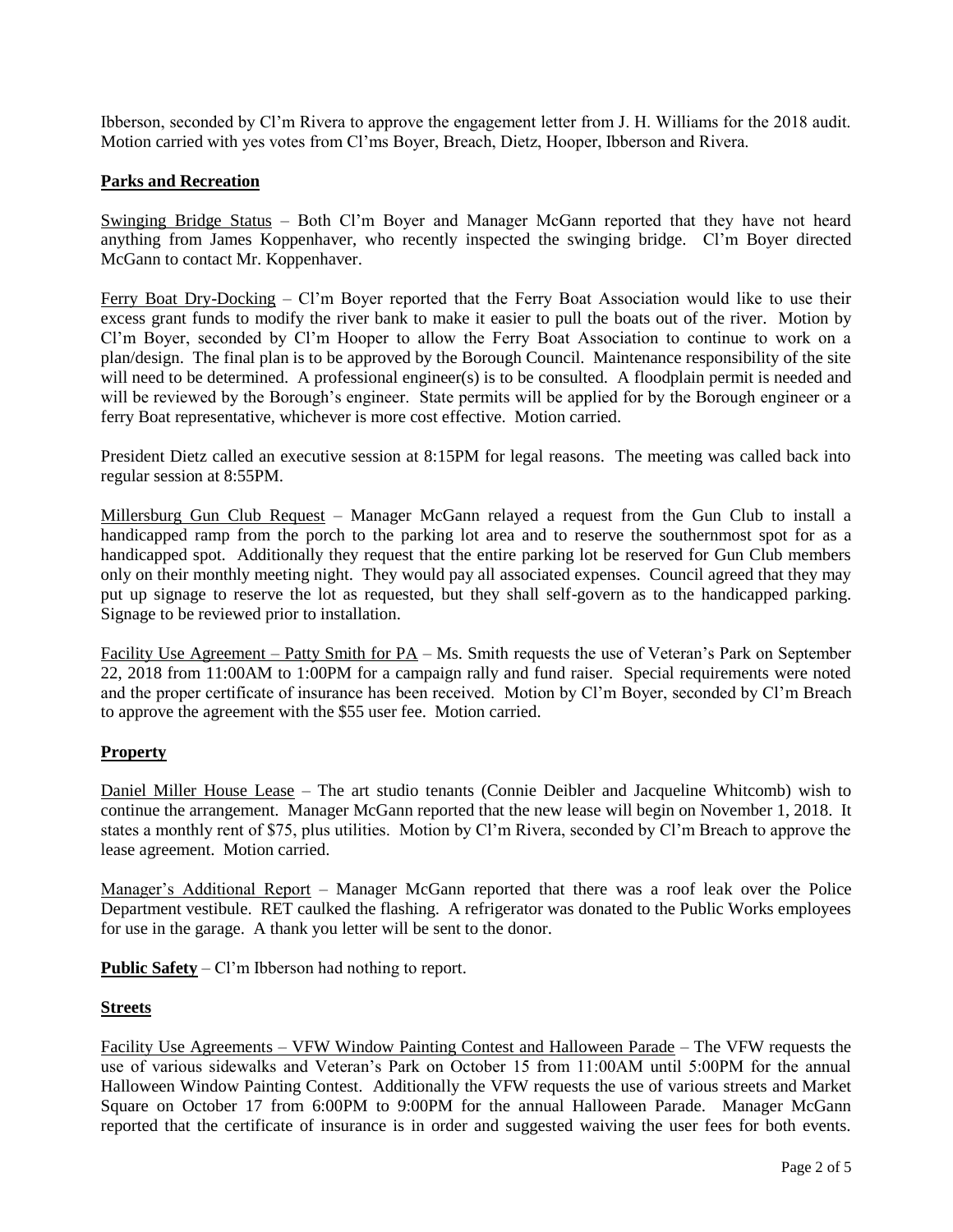Ibberson, seconded by Cl'm Rivera to approve the engagement letter from J. H. Williams for the 2018 audit. Motion carried with yes votes from Cl'ms Boyer, Breach, Dietz, Hooper, Ibberson and Rivera.

## Parks and Recreation

Swinging Bridge Status – Both Cl'm Boyer and Manager McGann reported that they have not heard anything from James Koppenhaver, who recently inspected the swinging bridge. Cl'm Boyer directed McGann to contact Mr. Koppenhaver.

Ferry Boat Dry-Docking – Cl'm Boyer reported that the Ferry Boat Association would like to use their excess grant funds to modify the river bank to make it easier to pull the boats out of the river. Motion by Cl'm Boyer, seconded by Cl'm Hooper to allow the Ferry Boat Association to continue to work on a plan/design. The final plan is to be approved by the Borough Council. Maintenance responsibility of the site will need to be determined. A professional engineer(s) is to be consulted. A floodplain permit is needed and will be reviewed by the Borough's engineer. State permits will be applied for by the Borough engineer or a ferry Boat representative, whichever is more cost effective. Motion carried.

President Dietz called an executive session at 8:15PM for legal reasons. The meeting was called back into regular session at 8:55PM.

Millersburg Gun Club Request – Manager McGann relayed a request from the Gun Club to install a handicapped ramp from the porch to the parking lot area and to reserve the southernmost spot for as a handicapped spot. Additionally they request that the entire parking lot be reserved for Gun Club members only on their monthly meeting night. They would pay all associated expenses. Council agreed that they may put up signage to reserve the lot as requested, but they shall self-govern as to the handicapped parking. Signage to be reviewed prior to installation.

Facility Use Agreement – Patty Smith for PA – Ms. Smith requests the use of Veteran's Park on September 22, 2018 from 11:00AM to 1:00PM for a campaign rally and fund raiser. Special requirements were noted and the proper certificate of insurance has been received. Motion by Cl'm Boyer, seconded by Cl'm Breach to approve the agreement with the $55 user fee. Motion carried.

## Property

Daniel Miller House Lease – The art studio tenants (Connie Deibler and Jacqueline Whitcomb) wish to continue the arrangement. Manager McGann reported that the new lease will begin on November 1, 2018. It states a monthly rent of $75, plus utilities. Motion by Cl'm Rivera, seconded by Cl'm Breach to approve the lease agreement. Motion carried.

Manager's Additional Report – Manager McGann reported that there was a roof leak over the Police Department vestibule. RET caulked the flashing. A refrigerator was donated to the Public Works employees for use in the garage. A thank you letter will be sent to the donor.

**Public Safety** – Cl'm Ibberson had nothing to report.

## Streets

Facility Use Agreements – VFW Window Painting Contest and Halloween Parade – The VFW requests the use of various sidewalks and Veteran's Park on October 15 from 11:00AM until 5:00PM for the annual Halloween Window Painting Contest. Additionally the VFW requests the use of various streets and Market Square on October 17 from 6:00PM to 9:00PM for the annual Halloween Parade. Manager McGann reported that the certificate of insurance is in order and suggested waiving the user fees for both events.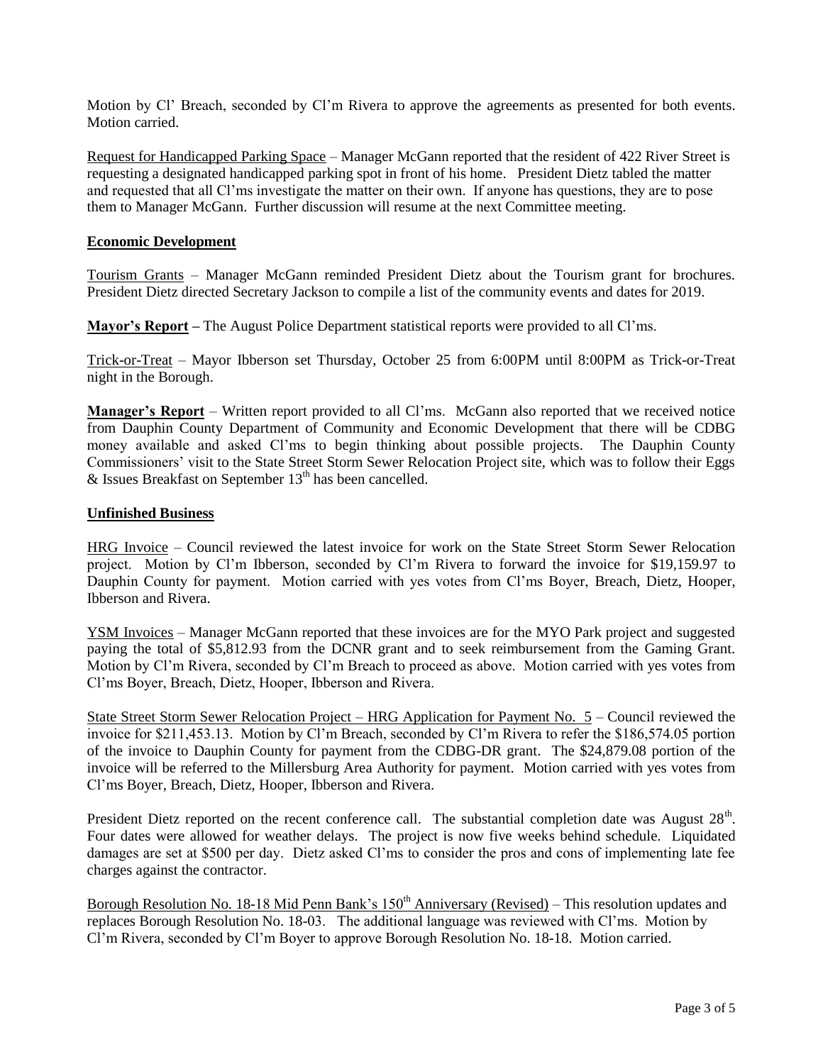Motion by Cl' Breach, seconded by Cl'm Rivera to approve the agreements as presented for both events. Motion carried.

Request for Handicapped Parking Space – Manager McGann reported that the resident of 422 River Street is requesting a designated handicapped parking spot in front of his home. President Dietz tabled the matter and requested that all Cl'ms investigate the matter on their own. If anyone has questions, they are to pose them to Manager McGann. Further discussion will resume at the next Committee meeting.

**Economic Development**

Tourism Grants – Manager McGann reminded President Dietz about the Tourism grant for brochures. President Dietz directed Secretary Jackson to compile a list of the community events and dates for 2019.

**Mayor's Report –** The August Police Department statistical reports were provided to all Cl'ms.

Trick-or-Treat – Mayor Ibberson set Thursday, October 25 from 6:00PM until 8:00PM as Trick-or-Treat night in the Borough.

**Manager's Report** – Written report provided to all Cl'ms. McGann also reported that we received notice from Dauphin County Department of Community and Economic Development that there will be CDBG money available and asked Cl'ms to begin thinking about possible projects. The Dauphin County Commissioners' visit to the State Street Storm Sewer Relocation Project site, which was to follow their Eggs & Issues Breakfast on September 13th has been cancelled.

**Unfinished Business**

HRG Invoice – Council reviewed the latest invoice for work on the State Street Storm Sewer Relocation project. Motion by Cl'm Ibberson, seconded by Cl'm Rivera to forward the invoice for $19,159.97 to Dauphin County for payment. Motion carried with yes votes from Cl'ms Boyer, Breach, Dietz, Hooper, Ibberson and Rivera.

YSM Invoices – Manager McGann reported that these invoices are for the MYO Park project and suggested paying the total of $5,812.93 from the DCNR grant and to seek reimbursement from the Gaming Grant. Motion by Cl'm Rivera, seconded by Cl'm Breach to proceed as above. Motion carried with yes votes from Cl'ms Boyer, Breach, Dietz, Hooper, Ibberson and Rivera.

State Street Storm Sewer Relocation Project – HRG Application for Payment No. 5 – Council reviewed the invoice for $211,453.13. Motion by Cl'm Breach, seconded by Cl'm Rivera to refer the $186,574.05 portion of the invoice to Dauphin County for payment from the CDBG-DR grant. The $24,879.08 portion of the invoice will be referred to the Millersburg Area Authority for payment. Motion carried with yes votes from Cl'ms Boyer, Breach, Dietz, Hooper, Ibberson and Rivera.

President Dietz reported on the recent conference call. The substantial completion date was August 28th. Four dates were allowed for weather delays. The project is now five weeks behind schedule. Liquidated damages are set at $500 per day. Dietz asked Cl'ms to consider the pros and cons of implementing late fee charges against the contractor.

Borough Resolution No. 18-18 Mid Penn Bank's 150th Anniversary (Revised) – This resolution updates and replaces Borough Resolution No. 18-03. The additional language was reviewed with Cl'ms. Motion by Cl'm Rivera, seconded by Cl'm Boyer to approve Borough Resolution No. 18-18. Motion carried.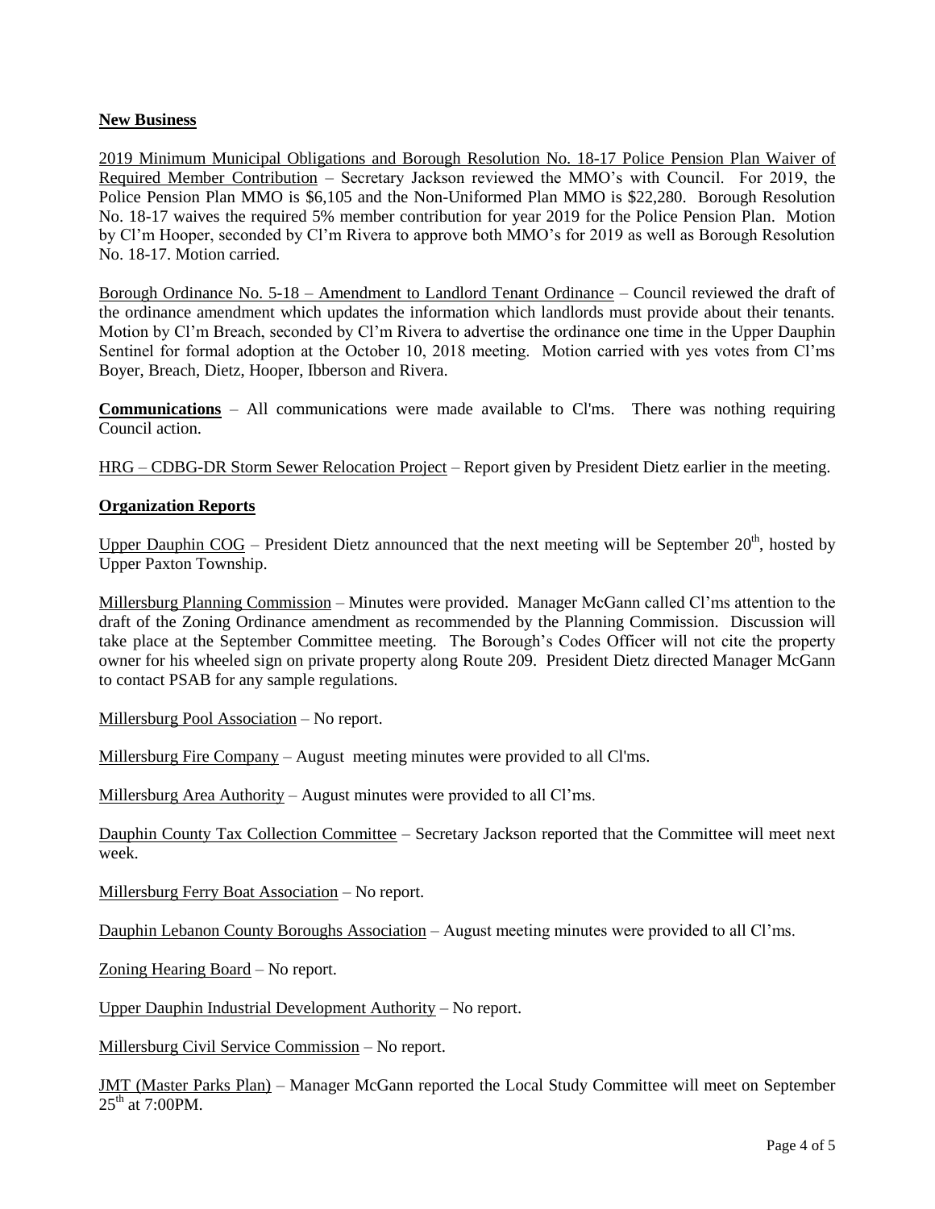**New Business**

2019 Minimum Municipal Obligations and Borough Resolution No. 18-17 Police Pension Plan Waiver of Required Member Contribution – Secretary Jackson reviewed the MMO's with Council. For 2019, the Police Pension Plan MMO is $6,105 and the Non-Uniformed Plan MMO is $22,280. Borough Resolution No. 18-17 waives the required 5% member contribution for year 2019 for the Police Pension Plan. Motion by Cl'm Hooper, seconded by Cl'm Rivera to approve both MMO's for 2019 as well as Borough Resolution No. 18-17. Motion carried.

Borough Ordinance No. 5-18 – Amendment to Landlord Tenant Ordinance – Council reviewed the draft of the ordinance amendment which updates the information which landlords must provide about their tenants. Motion by Cl'm Breach, seconded by Cl'm Rivera to advertise the ordinance one time in the Upper Dauphin Sentinel for formal adoption at the October 10, 2018 meeting. Motion carried with yes votes from Cl'ms Boyer, Breach, Dietz, Hooper, Ibberson and Rivera.

**Communications** – All communications were made available to Cl'ms. There was nothing requiring Council action.

HRG – CDBG-DR Storm Sewer Relocation Project – Report given by President Dietz earlier in the meeting.

**Organization Reports**

Upper Dauphin COG – President Dietz announced that the next meeting will be September 20th, hosted by Upper Paxton Township.

Millersburg Planning Commission – Minutes were provided. Manager McGann called Cl'ms attention to the draft of the Zoning Ordinance amendment as recommended by the Planning Commission. Discussion will take place at the September Committee meeting. The Borough's Codes Officer will not cite the property owner for his wheeled sign on private property along Route 209. President Dietz directed Manager McGann to contact PSAB for any sample regulations.

Millersburg Pool Association – No report.

Millersburg Fire Company – August meeting minutes were provided to all Cl'ms.

Millersburg Area Authority – August minutes were provided to all Cl'ms.

Dauphin County Tax Collection Committee – Secretary Jackson reported that the Committee will meet next week.

Millersburg Ferry Boat Association – No report.

Dauphin Lebanon County Boroughs Association – August meeting minutes were provided to all Cl'ms.

Zoning Hearing Board – No report.

Upper Dauphin Industrial Development Authority – No report.

Millersburg Civil Service Commission – No report.

JMT (Master Parks Plan) – Manager McGann reported the Local Study Committee will meet on September 25th at 7:00PM.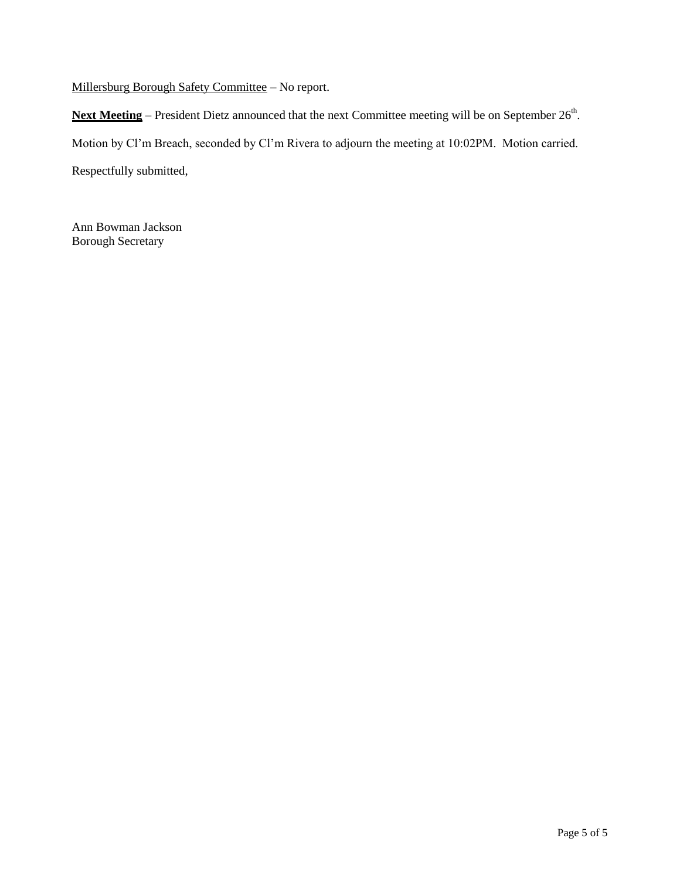Millersburg Borough Safety Committee – No report.

**Next Meeting** – President Dietz announced that the next Committee meeting will be on September 26th.

Motion by Cl'm Breach, seconded by Cl'm Rivera to adjourn the meeting at 10:02PM. Motion carried.

Respectfully submitted,

Ann Bowman Jackson
Borough Secretary